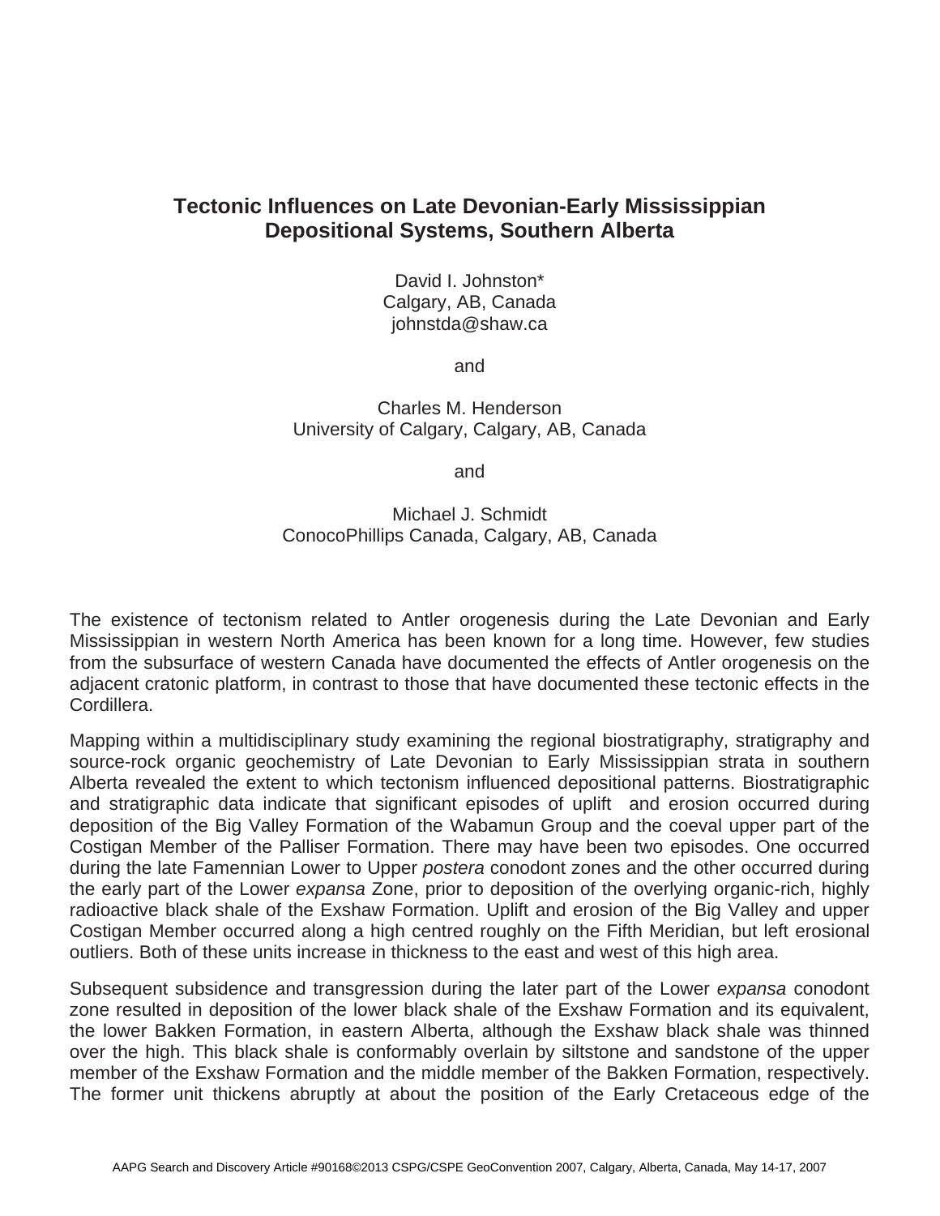# Tectonic Influences on Late Devonian-Early Mississippian Depositional Systems, Southern Alberta

David I. Johnston*
Calgary, AB, Canada
johnstda@shaw.ca

and

Charles M. Henderson
University of Calgary, Calgary, AB, Canada

and

Michael J. Schmidt
ConocoPhillips Canada, Calgary, AB, Canada

The existence of tectonism related to Antler orogenesis during the Late Devonian and Early Mississippian in western North America has been known for a long time. However, few studies from the subsurface of western Canada have documented the effects of Antler orogenesis on the adjacent cratonic platform, in contrast to those that have documented these tectonic effects in the Cordillera.

Mapping within a multidisciplinary study examining the regional biostratigraphy, stratigraphy and source-rock organic geochemistry of Late Devonian to Early Mississippian strata in southern Alberta revealed the extent to which tectonism influenced depositional patterns. Biostratigraphic and stratigraphic data indicate that significant episodes of uplift and erosion occurred during deposition of the Big Valley Formation of the Wabamun Group and the coeval upper part of the Costigan Member of the Palliser Formation. There may have been two episodes. One occurred during the late Famennian Lower to Upper *postera* conodont zones and the other occurred during the early part of the Lower *expansa* Zone, prior to deposition of the overlying organic-rich, highly radioactive black shale of the Exshaw Formation. Uplift and erosion of the Big Valley and upper Costigan Member occurred along a high centred roughly on the Fifth Meridian, but left erosional outliers. Both of these units increase in thickness to the east and west of this high area.

Subsequent subsidence and transgression during the later part of the Lower *expansa* conodont zone resulted in deposition of the lower black shale of the Exshaw Formation and its equivalent, the lower Bakken Formation, in eastern Alberta, although the Exshaw black shale was thinned over the high. This black shale is conformably overlain by siltstone and sandstone of the upper member of the Exshaw Formation and the middle member of the Bakken Formation, respectively. The former unit thickens abruptly at about the position of the Early Cretaceous edge of the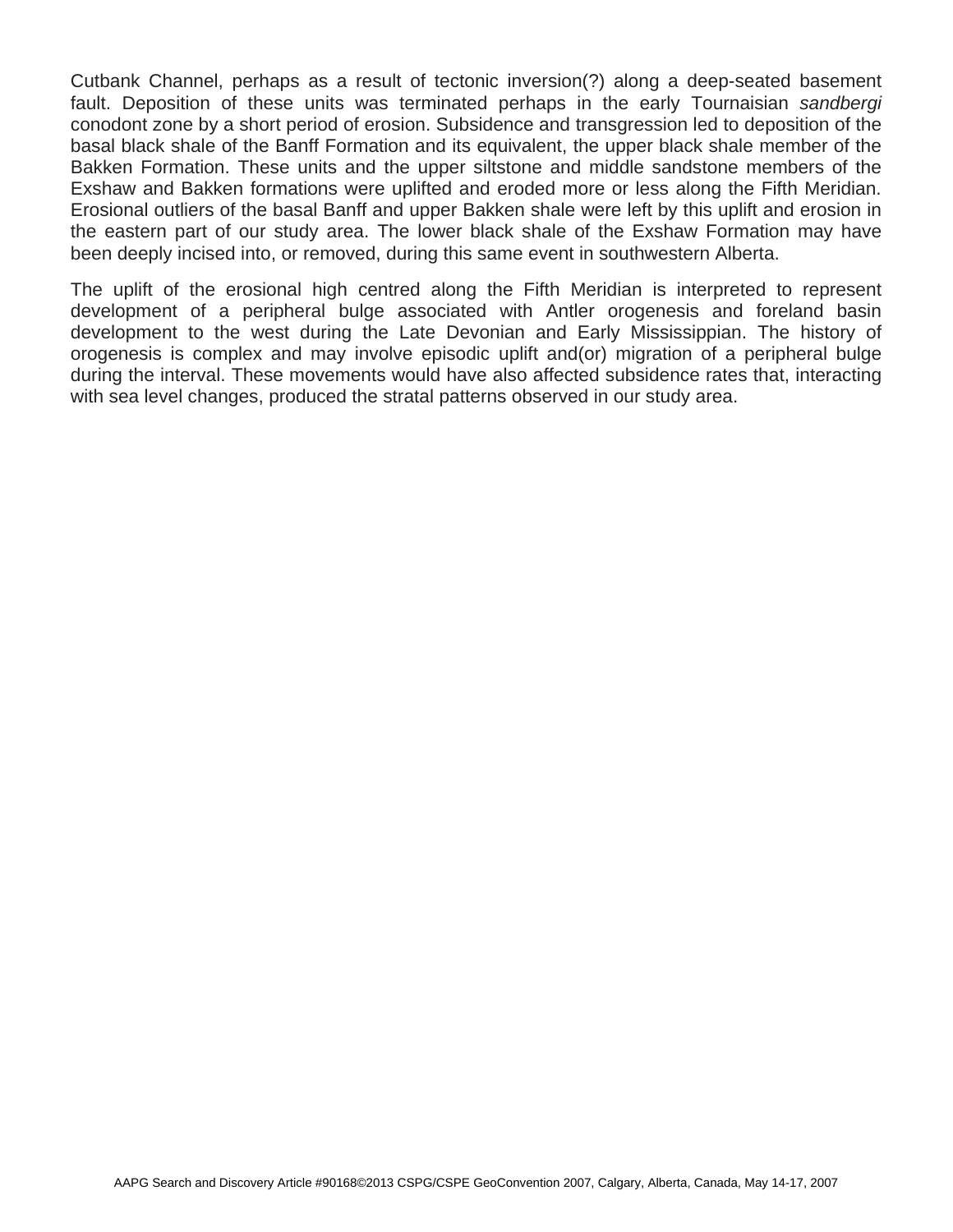Cutbank Channel, perhaps as a result of tectonic inversion(?) along a deep-seated basement fault. Deposition of these units was terminated perhaps in the early Tournaisian *sandbergi* conodont zone by a short period of erosion. Subsidence and transgression led to deposition of the basal black shale of the Banff Formation and its equivalent, the upper black shale member of the Bakken Formation. These units and the upper siltstone and middle sandstone members of the Exshaw and Bakken formations were uplifted and eroded more or less along the Fifth Meridian. Erosional outliers of the basal Banff and upper Bakken shale were left by this uplift and erosion in the eastern part of our study area. The lower black shale of the Exshaw Formation may have been deeply incised into, or removed, during this same event in southwestern Alberta.

The uplift of the erosional high centred along the Fifth Meridian is interpreted to represent development of a peripheral bulge associated with Antler orogenesis and foreland basin development to the west during the Late Devonian and Early Mississippian. The history of orogenesis is complex and may involve episodic uplift and(or) migration of a peripheral bulge during the interval. These movements would have also affected subsidence rates that, interacting with sea level changes, produced the stratal patterns observed in our study area.